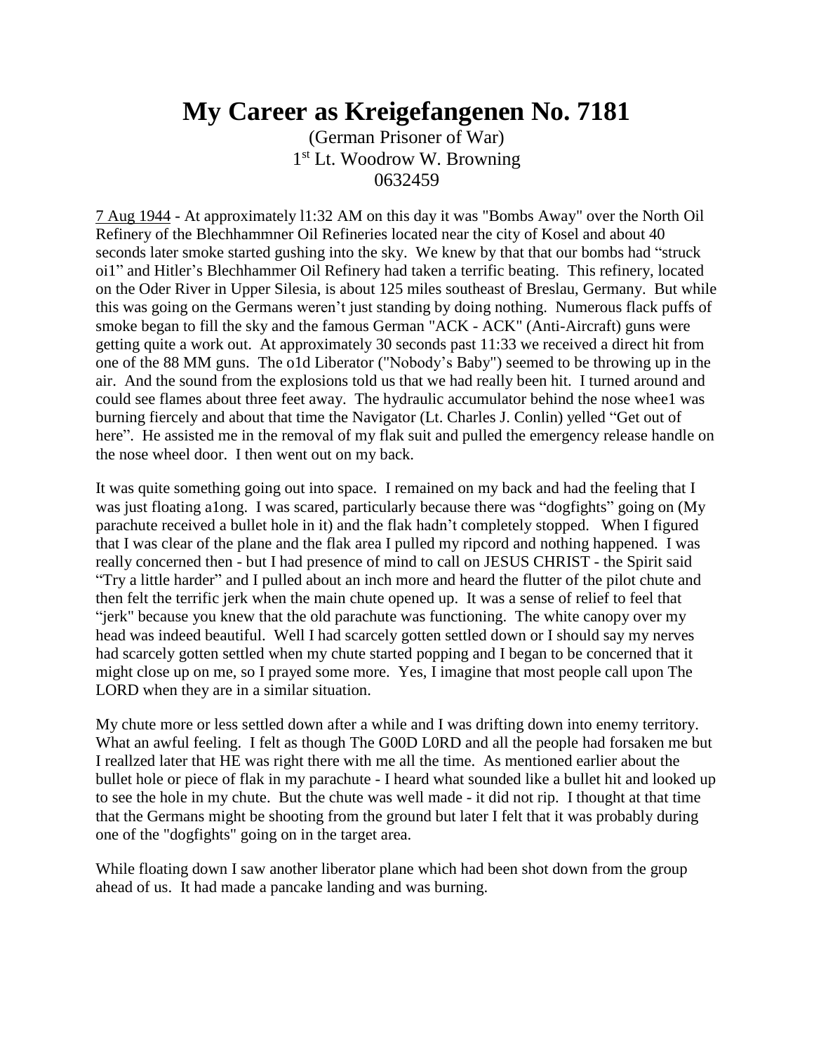# My Career as Kreigefangenen No. 7181

(German Prisoner of War)
1st Lt. Woodrow W. Browning
0632459

7 Aug 1944 - At approximately l1:32 AM on this day it was "Bombs Away" over the North Oil Refinery of the Blechhammner Oil Refineries located near the city of Kosel and about 40 seconds later smoke started gushing into the sky. We knew by that that our bombs had "struck oi1" and Hitler's Blechhammer Oil Refinery had taken a terrific beating. This refinery, located on the Oder River in Upper Silesia, is about 125 miles southeast of Breslau, Germany. But while this was going on the Germans weren't just standing by doing nothing. Numerous flack puffs of smoke began to fill the sky and the famous German "ACK - ACK" (Anti-Aircraft) guns were getting quite a work out. At approximately 30 seconds past 11:33 we received a direct hit from one of the 88 MM guns. The o1d Liberator ("Nobody's Baby") seemed to be throwing up in the air. And the sound from the explosions told us that we had really been hit. I turned around and could see flames about three feet away. The hydraulic accumulator behind the nose whee1 was burning fiercely and about that time the Navigator (Lt. Charles J. Conlin) yelled "Get out of here". He assisted me in the removal of my flak suit and pulled the emergency release handle on the nose wheel door. I then went out on my back.

It was quite something going out into space. I remained on my back and had the feeling that I was just floating a1ong. I was scared, particularly because there was "dogfights" going on (My parachute received a bullet hole in it) and the flak hadn't completely stopped. When I figured that I was clear of the plane and the flak area I pulled my ripcord and nothing happened. I was really concerned then - but I had presence of mind to call on JESUS CHRIST - the Spirit said "Try a little harder" and I pulled about an inch more and heard the flutter of the pilot chute and then felt the terrific jerk when the main chute opened up. It was a sense of relief to feel that "jerk" because you knew that the old parachute was functioning. The white canopy over my head was indeed beautiful. Well I had scarcely gotten settled down or I should say my nerves had scarcely gotten settled when my chute started popping and I began to be concerned that it might close up on me, so I prayed some more. Yes, I imagine that most people call upon The LORD when they are in a similar situation.

My chute more or less settled down after a while and I was drifting down into enemy territory. What an awful feeling. I felt as though The G00D L0RD and all the people had forsaken me but I reallzed later that HE was right there with me all the time. As mentioned earlier about the bullet hole or piece of flak in my parachute - I heard what sounded like a bullet hit and looked up to see the hole in my chute. But the chute was well made - it did not rip. I thought at that time that the Germans might be shooting from the ground but later I felt that it was probably during one of the "dogfights" going on in the target area.

While floating down I saw another liberator plane which had been shot down from the group ahead of us. It had made a pancake landing and was burning.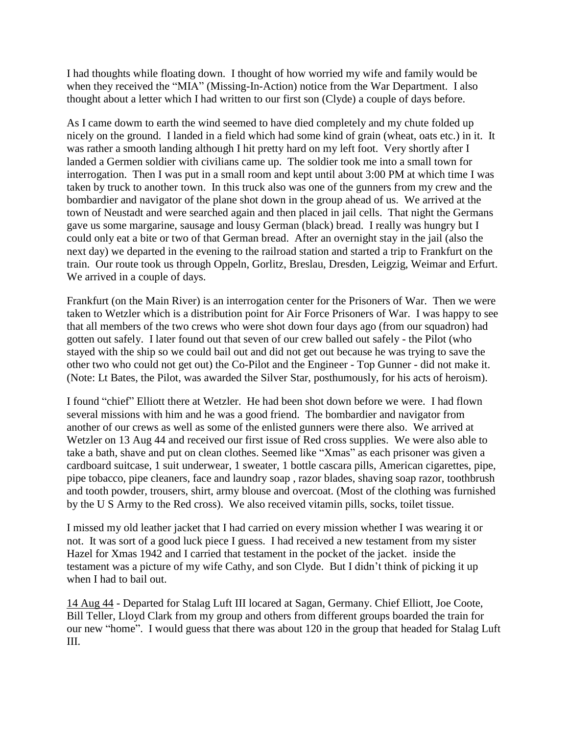I had thoughts while floating down. I thought of how worried my wife and family would be when they received the "MIA" (Missing-In-Action) notice from the War Department. I also thought about a letter which I had written to our first son (Clyde) a couple of days before.

As I came dowm to earth the wind seemed to have died completely and my chute folded up nicely on the ground. I landed in a field which had some kind of grain (wheat, oats etc.) in it. It was rather a smooth landing although I hit pretty hard on my left foot. Very shortly after I landed a Germen soldier with civilians came up. The soldier took me into a small town for interrogation. Then I was put in a small room and kept until about 3:00 PM at which time I was taken by truck to another town. In this truck also was one of the gunners from my crew and the bombardier and navigator of the plane shot down in the group ahead of us. We arrived at the town of Neustadt and were searched again and then placed in jail cells. That night the Germans gave us some margarine, sausage and lousy German (black) bread. I really was hungry but I could only eat a bite or two of that German bread. After an overnight stay in the jail (also the next day) we departed in the evening to the railroad station and started a trip to Frankfurt on the train. Our route took us through Oppeln, Gorlitz, Breslau, Dresden, Leigzig, Weimar and Erfurt. We arrived in a couple of days.

Frankfurt (on the Main River) is an interrogation center for the Prisoners of War. Then we were taken to Wetzler which is a distribution point for Air Force Prisoners of War. I was happy to see that all members of the two crews who were shot down four days ago (from our squadron) had gotten out safely. I later found out that seven of our crew balled out safely - the Pilot (who stayed with the ship so we could bail out and did not get out because he was trying to save the other two who could not get out) the Co-Pilot and the Engineer - Top Gunner - did not make it. (Note: Lt Bates, the Pilot, was awarded the Silver Star, posthumously, for his acts of heroism).

I found "chief" Elliott there at Wetzler. He had been shot down before we were. I had flown several missions with him and he was a good friend. The bombardier and navigator from another of our crews as well as some of the enlisted gunners were there also. We arrived at Wetzler on 13 Aug 44 and received our first issue of Red cross supplies. We were also able to take a bath, shave and put on clean clothes. Seemed like "Xmas" as each prisoner was given a cardboard suitcase, 1 suit underwear, 1 sweater, 1 bottle cascara pills, American cigarettes, pipe, pipe tobacco, pipe cleaners, face and laundry soap , razor blades, shaving soap razor, toothbrush and tooth powder, trousers, shirt, army blouse and overcoat. (Most of the clothing was furnished by the U S Army to the Red cross). We also received vitamin pills, socks, toilet tissue.

I missed my old leather jacket that I had carried on every mission whether I was wearing it or not. It was sort of a good luck piece I guess. I had received a new testament from my sister Hazel for Xmas 1942 and I carried that testament in the pocket of the jacket. inside the testament was a picture of my wife Cathy, and son Clyde. But I didn't think of picking it up when I had to bail out.

<u>14 Aug 44</u> - Departed for Stalag Luft III locared at Sagan, Germany. Chief Elliott, Joe Coote, Bill Teller, Lloyd Clark from my group and others from different groups boarded the train for our new "home". I would guess that there was about 120 in the group that headed for Stalag Luft III.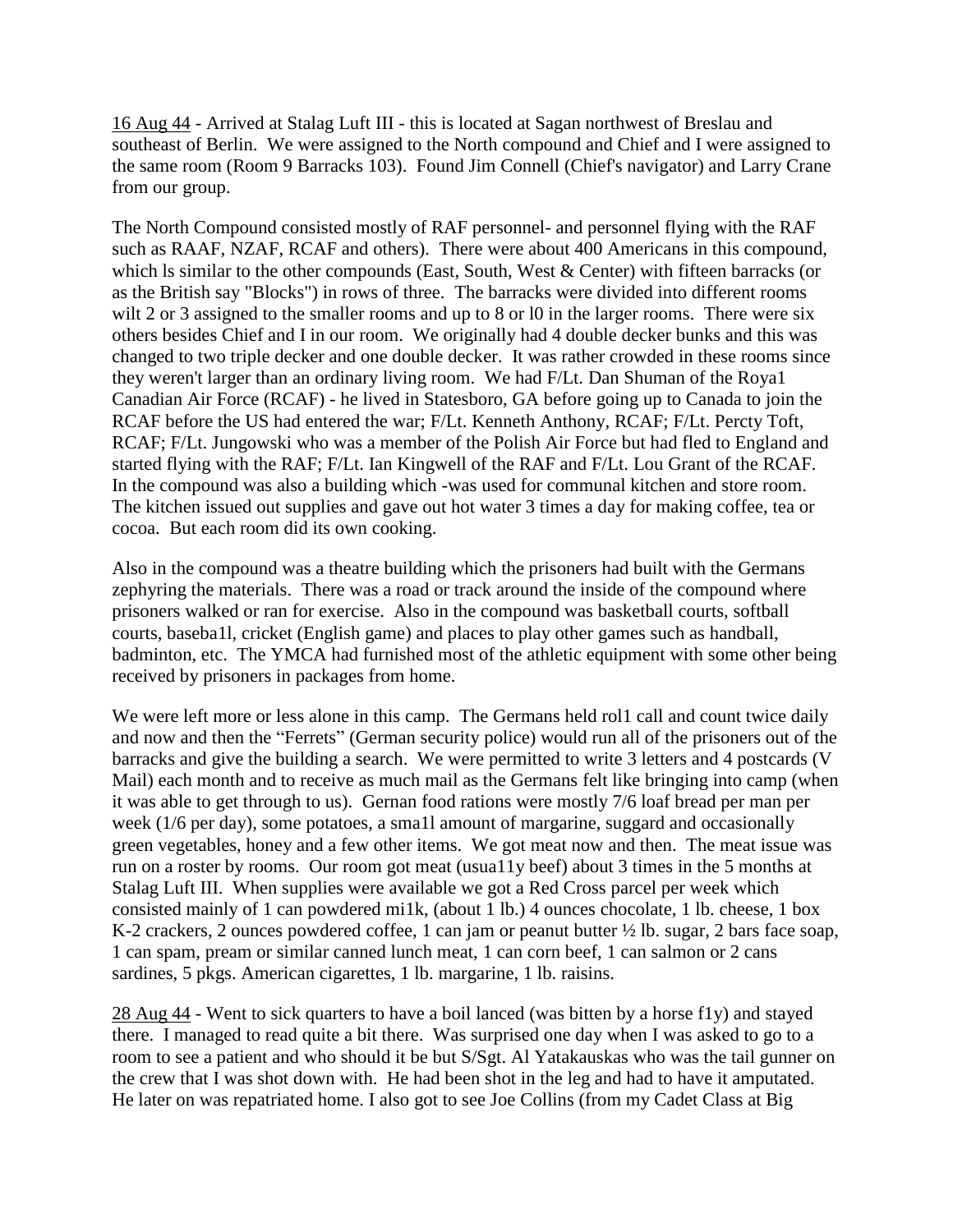16 Aug 44 - Arrived at Stalag Luft III - this is located at Sagan northwest of Breslau and southeast of Berlin. We were assigned to the North compound and Chief and I were assigned to the same room (Room 9 Barracks 103). Found Jim Connell (Chief's navigator) and Larry Crane from our group.

The North Compound consisted mostly of RAF personnel- and personnel flying with the RAF such as RAAF, NZAF, RCAF and others). There were about 400 Americans in this compound, which ls similar to the other compounds (East, South, West & Center) with fifteen barracks (or as the British say "Blocks") in rows of three. The barracks were divided into different rooms wilt 2 or 3 assigned to the smaller rooms and up to 8 or l0 in the larger rooms. There were six others besides Chief and I in our room. We originally had 4 double decker bunks and this was changed to two triple decker and one double decker. It was rather crowded in these rooms since they weren't larger than an ordinary living room. We had F/Lt. Dan Shuman of the Roya1 Canadian Air Force (RCAF) - he lived in Statesboro, GA before going up to Canada to join the RCAF before the US had entered the war; F/Lt. Kenneth Anthony, RCAF; F/Lt. Percty Toft, RCAF; F/Lt. Jungowski who was a member of the Polish Air Force but had fled to England and started flying with the RAF; F/Lt. Ian Kingwell of the RAF and F/Lt. Lou Grant of the RCAF. In the compound was also a building which -was used for communal kitchen and store room. The kitchen issued out supplies and gave out hot water 3 times a day for making coffee, tea or cocoa. But each room did its own cooking.

Also in the compound was a theatre building which the prisoners had built with the Germans zephyring the materials. There was a road or track around the inside of the compound where prisoners walked or ran for exercise. Also in the compound was basketball courts, softball courts, baseba1l, cricket (English game) and places to play other games such as handball, badminton, etc. The YMCA had furnished most of the athletic equipment with some other being received by prisoners in packages from home.

We were left more or less alone in this camp. The Germans held rol1 call and count twice daily and now and then the "Ferrets" (German security police) would run all of the prisoners out of the barracks and give the building a search. We were permitted to write 3 letters and 4 postcards (V Mail) each month and to receive as much mail as the Germans felt like bringing into camp (when it was able to get through to us). Gernan food rations were mostly 7/6 loaf bread per man per week (1/6 per day), some potatoes, a sma1l amount of margarine, suggard and occasionally green vegetables, honey and a few other items. We got meat now and then. The meat issue was run on a roster by rooms. Our room got meat (usua11y beef) about 3 times in the 5 months at Stalag Luft III. When supplies were available we got a Red Cross parcel per week which consisted mainly of 1 can powdered mi1k, (about 1 lb.) 4 ounces chocolate, 1 lb. cheese, 1 box K-2 crackers, 2 ounces powdered coffee, 1 can jam or peanut butter ½ lb. sugar, 2 bars face soap, 1 can spam, pream or similar canned lunch meat, 1 can corn beef, 1 can salmon or 2 cans sardines, 5 pkgs. American cigarettes, 1 lb. margarine, 1 lb. raisins.

28 Aug 44 - Went to sick quarters to have a boil lanced (was bitten by a horse f1y) and stayed there. I managed to read quite a bit there. Was surprised one day when I was asked to go to a room to see a patient and who should it be but S/Sgt. Al Yatakauskas who was the tail gunner on the crew that I was shot down with. He had been shot in the leg and had to have it amputated. He later on was repatriated home. I also got to see Joe Collins (from my Cadet Class at Big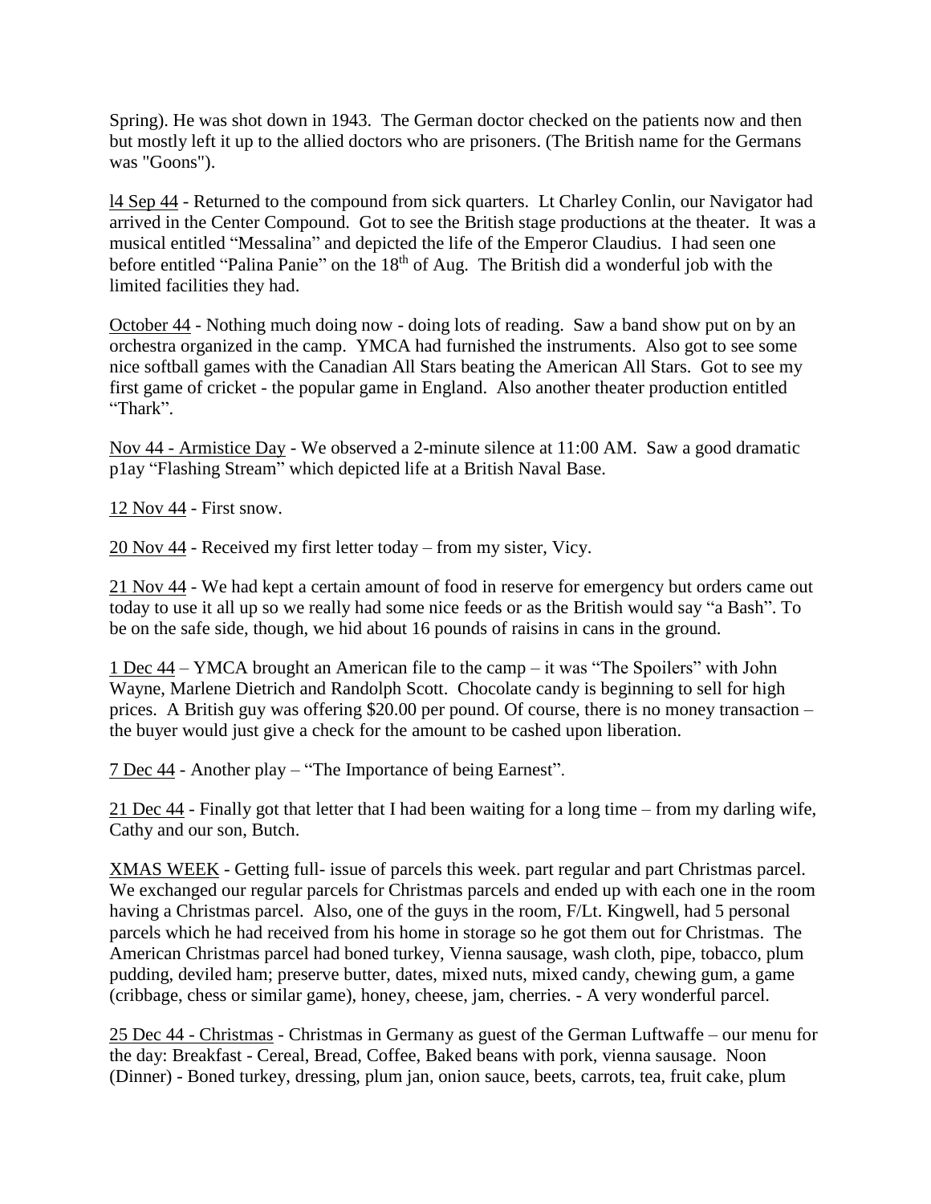Spring). He was shot down in 1943. The German doctor checked on the patients now and then but mostly left it up to the allied doctors who are prisoners. (The British name for the Germans was "Goons").

l4 Sep 44 - Returned to the compound from sick quarters. Lt Charley Conlin, our Navigator had arrived in the Center Compound. Got to see the British stage productions at the theater. It was a musical entitled "Messalina" and depicted the life of the Emperor Claudius. I had seen one before entitled "Palina Panie" on the 18th of Aug. The British did a wonderful job with the limited facilities they had.

October 44 - Nothing much doing now - doing lots of reading. Saw a band show put on by an orchestra organized in the camp. YMCA had furnished the instruments. Also got to see some nice softball games with the Canadian All Stars beating the American All Stars. Got to see my first game of cricket - the popular game in England. Also another theater production entitled "Thark".

Nov 44 - Armistice Day - We observed a 2-minute silence at 11:00 AM. Saw a good dramatic p1ay "Flashing Stream" which depicted life at a British Naval Base.

12 Nov 44 - First snow.

20 Nov 44 - Received my first letter today – from my sister, Vicy.

21 Nov 44 - We had kept a certain amount of food in reserve for emergency but orders came out today to use it all up so we really had some nice feeds or as the British would say "a Bash". To be on the safe side, though, we hid about 16 pounds of raisins in cans in the ground.

1 Dec 44 – YMCA brought an American file to the camp – it was "The Spoilers" with John Wayne, Marlene Dietrich and Randolph Scott. Chocolate candy is beginning to sell for high prices. A British guy was offering $20.00 per pound. Of course, there is no money transaction – the buyer would just give a check for the amount to be cashed upon liberation.

7 Dec 44 - Another play – "The Importance of being Earnest".

21 Dec 44 - Finally got that letter that I had been waiting for a long time – from my darling wife, Cathy and our son, Butch.

XMAS WEEK - Getting full- issue of parcels this week. part regular and part Christmas parcel. We exchanged our regular parcels for Christmas parcels and ended up with each one in the room having a Christmas parcel. Also, one of the guys in the room, F/Lt. Kingwell, had 5 personal parcels which he had received from his home in storage so he got them out for Christmas. The American Christmas parcel had boned turkey, Vienna sausage, wash cloth, pipe, tobacco, plum pudding, deviled ham; preserve butter, dates, mixed nuts, mixed candy, chewing gum, a game (cribbage, chess or similar game), honey, cheese, jam, cherries. - A very wonderful parcel.

25 Dec 44 - Christmas - Christmas in Germany as guest of the German Luftwaffe – our menu for the day: Breakfast - Cereal, Bread, Coffee, Baked beans with pork, vienna sausage. Noon (Dinner) - Boned turkey, dressing, plum jan, onion sauce, beets, carrots, tea, fruit cake, plum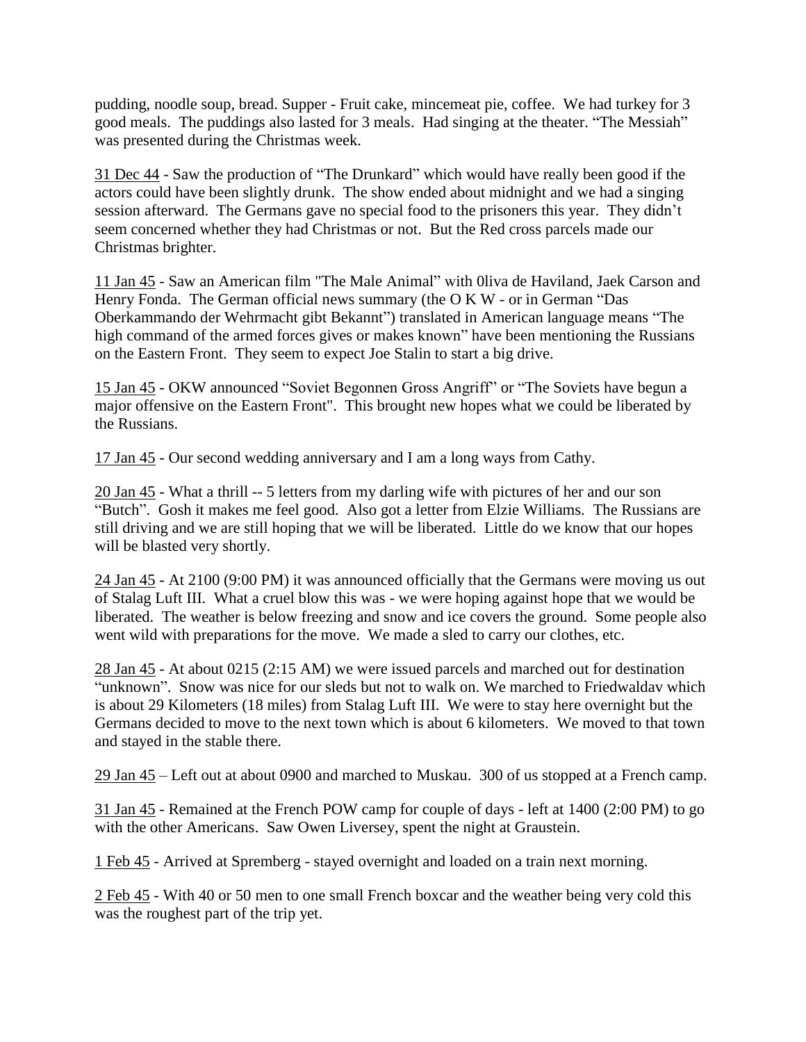pudding, noodle soup, bread. Supper - Fruit cake, mincemeat pie, coffee. We had turkey for 3 good meals. The puddings also lasted for 3 meals. Had singing at the theater. "The Messiah" was presented during the Christmas week.

31 Dec 44 - Saw the production of "The Drunkard" which would have really been good if the actors could have been slightly drunk. The show ended about midnight and we had a singing session afterward. The Germans gave no special food to the prisoners this year. They didn't seem concerned whether they had Christmas or not. But the Red cross parcels made our Christmas brighter.

11 Jan 45 - Saw an American film "The Male Animal" with 0liva de Haviland, Jaek Carson and Henry Fonda. The German official news summary (the O K W - or in German "Das Oberkammando der Wehrmacht gibt Bekannt") translated in American language means "The high command of the armed forces gives or makes known" have been mentioning the Russians on the Eastern Front. They seem to expect Joe Stalin to start a big drive.

15 Jan 45 - OKW announced "Soviet Begonnen Gross Angriff" or "The Soviets have begun a major offensive on the Eastern Front". This brought new hopes what we could be liberated by the Russians.

17 Jan 45 - Our second wedding anniversary and I am a long ways from Cathy.

20 Jan 45 - What a thrill -- 5 letters from my darling wife with pictures of her and our son "Butch". Gosh it makes me feel good. Also got a letter from Elzie Williams. The Russians are still driving and we are still hoping that we will be liberated. Little do we know that our hopes will be blasted very shortly.

24 Jan 45 - At 2100 (9:00 PM) it was announced officially that the Germans were moving us out of Stalag Luft III. What a cruel blow this was - we were hoping against hope that we would be liberated. The weather is below freezing and snow and ice covers the ground. Some people also went wild with preparations for the move. We made a sled to carry our clothes, etc.

28 Jan 45 - At about 0215 (2:15 AM) we were issued parcels and marched out for destination "unknown". Snow was nice for our sleds but not to walk on. We marched to Friedwaldav which is about 29 Kilometers (18 miles) from Stalag Luft III. We were to stay here overnight but the Germans decided to move to the next town which is about 6 kilometers. We moved to that town and stayed in the stable there.

29 Jan 45 – Left out at about 0900 and marched to Muskau. 300 of us stopped at a French camp.

31 Jan 45 - Remained at the French POW camp for couple of days - left at 1400 (2:00 PM) to go with the other Americans. Saw Owen Liversey, spent the night at Graustein.

1 Feb 45 - Arrived at Spremberg - stayed overnight and loaded on a train next morning.

2 Feb 45 - With 40 or 50 men to one small French boxcar and the weather being very cold this was the roughest part of the trip yet.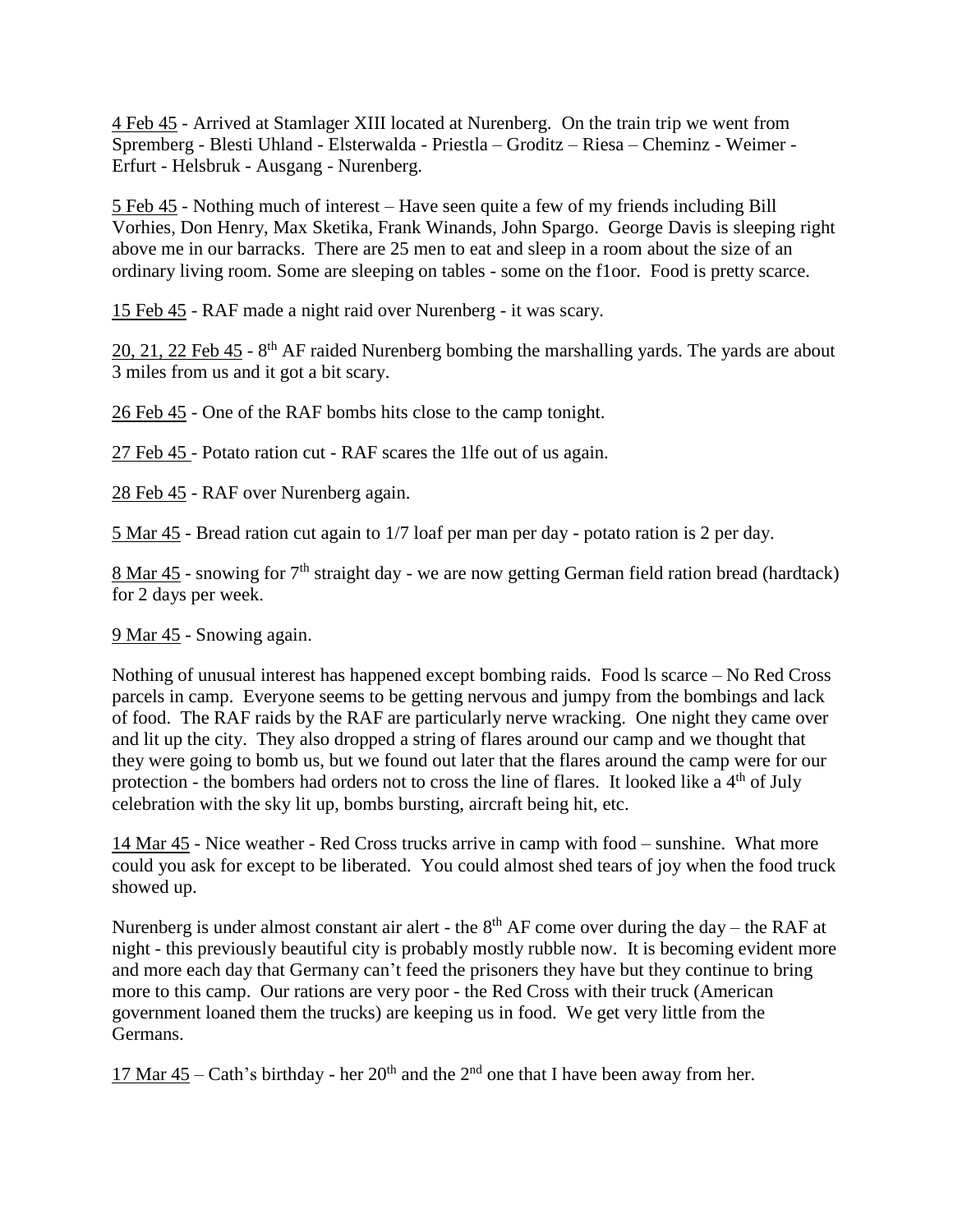4 Feb 45 - Arrived at Stamlager XIII located at Nurenberg. On the train trip we went from Spremberg - Blesti Uhland - Elsterwalda - Priestla – Groditz – Riesa – Cheminz - Weimer - Erfurt - Helsbruk - Ausgang - Nurenberg.

5 Feb 45 - Nothing much of interest – Have seen quite a few of my friends including Bill Vorhies, Don Henry, Max Sketika, Frank Winands, John Spargo. George Davis is sleeping right above me in our barracks. There are 25 men to eat and sleep in a room about the size of an ordinary living room. Some are sleeping on tables - some on the f1oor. Food is pretty scarce.

15 Feb 45 - RAF made a night raid over Nurenberg - it was scary.

20, 21, 22 Feb 45 - 8th AF raided Nurenberg bombing the marshalling yards. The yards are about 3 miles from us and it got a bit scary.

26 Feb 45 - One of the RAF bombs hits close to the camp tonight.

27 Feb 45 - Potato ration cut - RAF scares the 1lfe out of us again.

28 Feb 45 - RAF over Nurenberg again.

5 Mar 45 - Bread ration cut again to 1/7 loaf per man per day - potato ration is 2 per day.

8 Mar 45 - snowing for 7th straight day - we are now getting German field ration bread (hardtack) for 2 days per week.

9 Mar 45 - Snowing again.

Nothing of unusual interest has happened except bombing raids. Food ls scarce – No Red Cross parcels in camp. Everyone seems to be getting nervous and jumpy from the bombings and lack of food. The RAF raids by the RAF are particularly nerve wracking. One night they came over and lit up the city. They also dropped a string of flares around our camp and we thought that they were going to bomb us, but we found out later that the flares around the camp were for our protection - the bombers had orders not to cross the line of flares. It looked like a 4th of July celebration with the sky lit up, bombs bursting, aircraft being hit, etc.

14 Mar 45 - Nice weather - Red Cross trucks arrive in camp with food – sunshine. What more could you ask for except to be liberated. You could almost shed tears of joy when the food truck showed up.

Nurenberg is under almost constant air alert - the 8th AF come over during the day – the RAF at night - this previously beautiful city is probably mostly rubble now. It is becoming evident more and more each day that Germany can't feed the prisoners they have but they continue to bring more to this camp. Our rations are very poor - the Red Cross with their truck (American government loaned them the trucks) are keeping us in food. We get very little from the Germans.

17 Mar 45 – Cath's birthday - her 20th and the 2nd one that I have been away from her.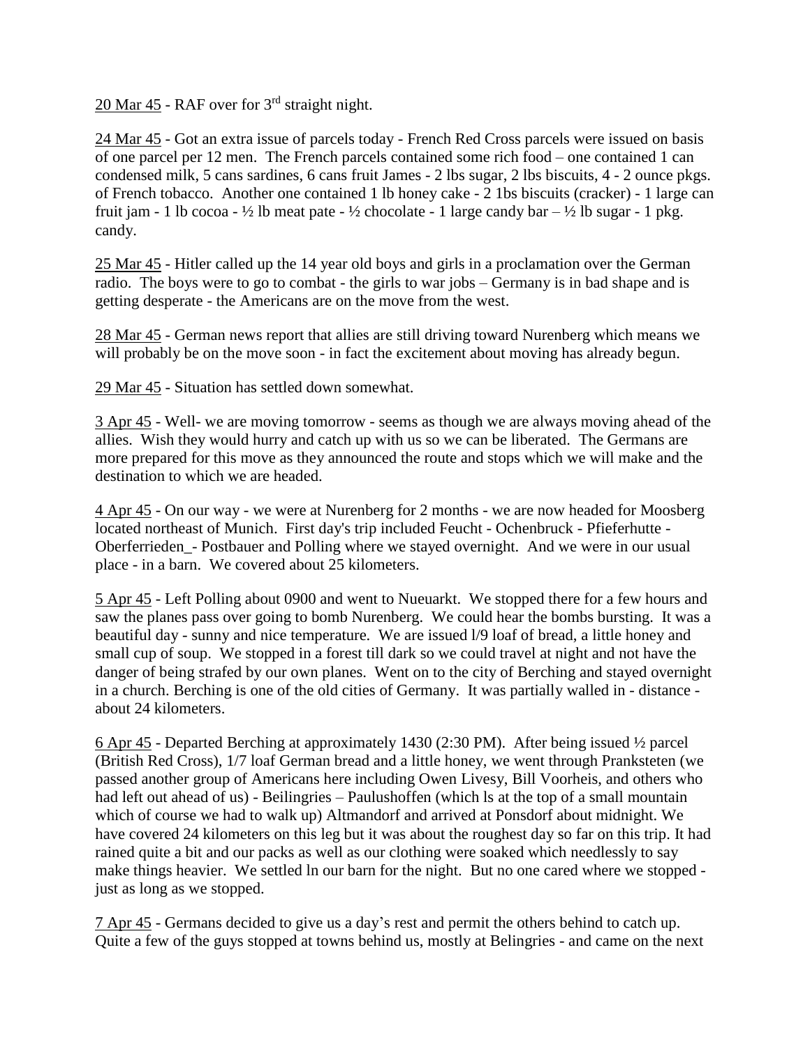20 Mar 45 - RAF over for 3rd straight night.

24 Mar 45 - Got an extra issue of parcels today - French Red Cross parcels were issued on basis of one parcel per 12 men. The French parcels contained some rich food – one contained 1 can condensed milk, 5 cans sardines, 6 cans fruit James - 2 lbs sugar, 2 lbs biscuits, 4 - 2 ounce pkgs. of French tobacco. Another one contained 1 lb honey cake - 2 1bs biscuits (cracker) - 1 large can fruit jam - 1 lb cocoa - ½ lb meat pate - ½ chocolate - 1 large candy bar – ½ lb sugar - 1 pkg. candy.

25 Mar 45 - Hitler called up the 14 year old boys and girls in a proclamation over the German radio. The boys were to go to combat - the girls to war jobs – Germany is in bad shape and is getting desperate - the Americans are on the move from the west.

28 Mar 45 - German news report that allies are still driving toward Nurenberg which means we will probably be on the move soon - in fact the excitement about moving has already begun.

29 Mar 45 - Situation has settled down somewhat.

3 Apr 45 - Well- we are moving tomorrow - seems as though we are always moving ahead of the allies. Wish they would hurry and catch up with us so we can be liberated. The Germans are more prepared for this move as they announced the route and stops which we will make and the destination to which we are headed.

4 Apr 45 - On our way - we were at Nurenberg for 2 months - we are now headed for Moosberg located northeast of Munich. First day's trip included Feucht - Ochenbruck - Pfieferhutte - Oberferrieden_- Postbauer and Polling where we stayed overnight. And we were in our usual place - in a barn. We covered about 25 kilometers.

5 Apr 45 - Left Polling about 0900 and went to Nueuarkt. We stopped there for a few hours and saw the planes pass over going to bomb Nurenberg. We could hear the bombs bursting. It was a beautiful day - sunny and nice temperature. We are issued l/9 loaf of bread, a little honey and small cup of soup. We stopped in a forest till dark so we could travel at night and not have the danger of being strafed by our own planes. Went on to the city of Berching and stayed overnight in a church. Berching is one of the old cities of Germany. It was partially walled in - distance - about 24 kilometers.

6 Apr 45 - Departed Berching at approximately 1430 (2:30 PM). After being issued ½ parcel (British Red Cross), 1/7 loaf German bread and a little honey, we went through Pranksteten (we passed another group of Americans here including Owen Livesy, Bill Voorheis, and others who had left out ahead of us) - Beilingries – Paulushoffen (which ls at the top of a small mountain which of course we had to walk up) Altmandorf and arrived at Ponsdorf about midnight. We have covered 24 kilometers on this leg but it was about the roughest day so far on this trip. It had rained quite a bit and our packs as well as our clothing were soaked which needlessly to say make things heavier. We settled ln our barn for the night. But no one cared where we stopped - just as long as we stopped.

7 Apr 45 - Germans decided to give us a day's rest and permit the others behind to catch up. Quite a few of the guys stopped at towns behind us, mostly at Belingries - and came on the next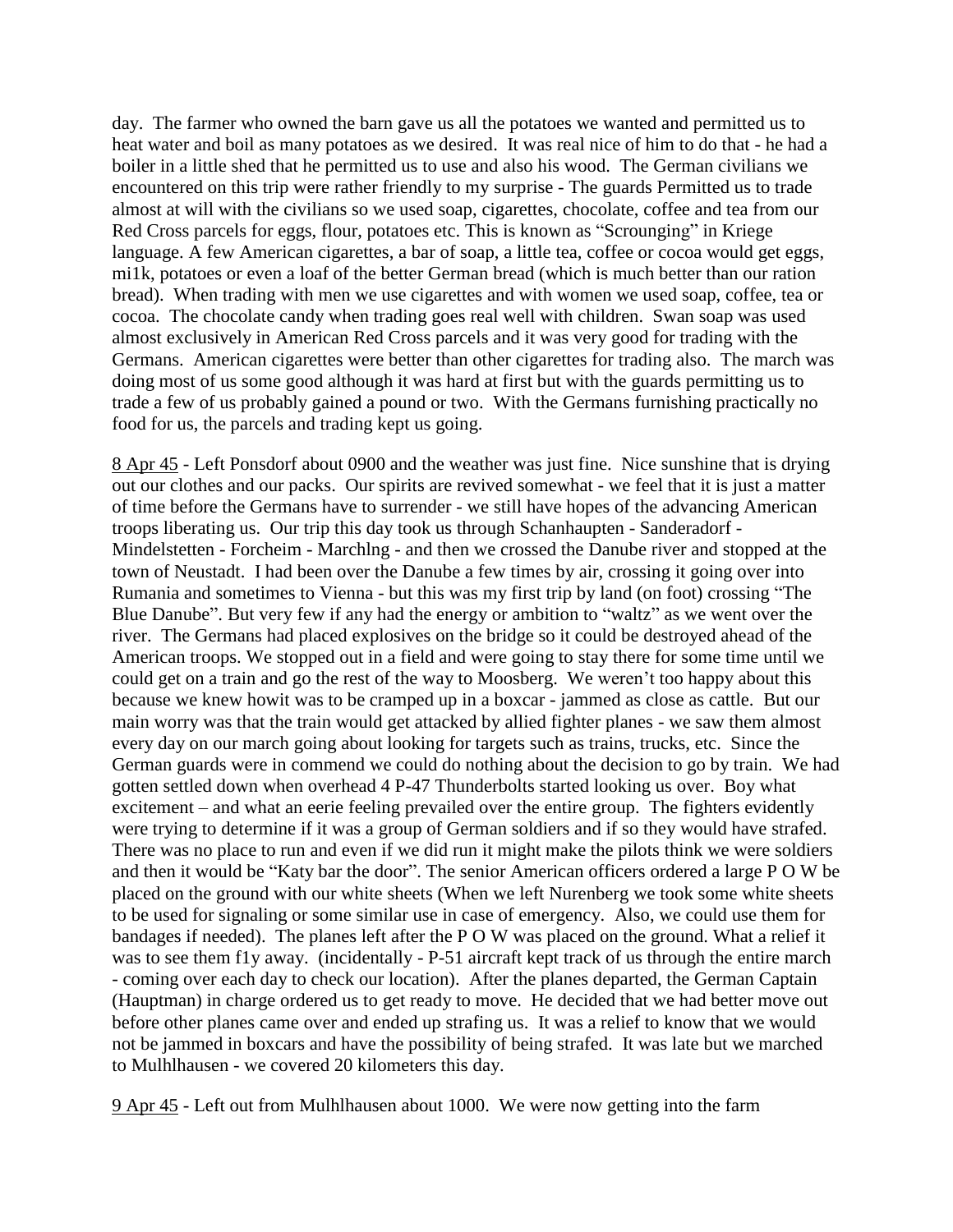day. The farmer who owned the barn gave us all the potatoes we wanted and permitted us to heat water and boil as many potatoes as we desired. It was real nice of him to do that - he had a boiler in a little shed that he permitted us to use and also his wood. The German civilians we encountered on this trip were rather friendly to my surprise - The guards Permitted us to trade almost at will with the civilians so we used soap, cigarettes, chocolate, coffee and tea from our Red Cross parcels for eggs, flour, potatoes etc. This is known as "Scrounging" in Kriege language. A few American cigarettes, a bar of soap, a little tea, coffee or cocoa would get eggs, mi1k, potatoes or even a loaf of the better German bread (which is much better than our ration bread). When trading with men we use cigarettes and with women we used soap, coffee, tea or cocoa. The chocolate candy when trading goes real well with children. Swan soap was used almost exclusively in American Red Cross parcels and it was very good for trading with the Germans. American cigarettes were better than other cigarettes for trading also. The march was doing most of us some good although it was hard at first but with the guards permitting us to trade a few of us probably gained a pound or two. With the Germans furnishing practically no food for us, the parcels and trading kept us going.

<u>8 Apr 45</u> - Left Ponsdorf about 0900 and the weather was just fine. Nice sunshine that is drying out our clothes and our packs. Our spirits are revived somewhat - we feel that it is just a matter of time before the Germans have to surrender - we still have hopes of the advancing American troops liberating us. Our trip this day took us through Schanhaupten - Sanderadorf - Mindelstetten - Forcheim - Marchlng - and then we crossed the Danube river and stopped at the town of Neustadt. I had been over the Danube a few times by air, crossing it going over into Rumania and sometimes to Vienna - but this was my first trip by land (on foot) crossing "The Blue Danube". But very few if any had the energy or ambition to "waltz" as we went over the river. The Germans had placed explosives on the bridge so it could be destroyed ahead of the American troops. We stopped out in a field and were going to stay there for some time until we could get on a train and go the rest of the way to Moosberg. We weren't too happy about this because we knew howit was to be cramped up in a boxcar - jammed as close as cattle. But our main worry was that the train would get attacked by allied fighter planes - we saw them almost every day on our march going about looking for targets such as trains, trucks, etc. Since the German guards were in commend we could do nothing about the decision to go by train. We had gotten settled down when overhead 4 P-47 Thunderbolts started looking us over. Boy what excitement – and what an eerie feeling prevailed over the entire group. The fighters evidently were trying to determine if it was a group of German soldiers and if so they would have strafed. There was no place to run and even if we did run it might make the pilots think we were soldiers and then it would be "Katy bar the door". The senior American officers ordered a large P O W be placed on the ground with our white sheets (When we left Nurenberg we took some white sheets to be used for signaling or some similar use in case of emergency. Also, we could use them for bandages if needed). The planes left after the P O W was placed on the ground. What a relief it was to see them f1y away. (incidentally - P-51 aircraft kept track of us through the entire march - coming over each day to check our location). After the planes departed, the German Captain (Hauptman) in charge ordered us to get ready to move. He decided that we had better move out before other planes came over and ended up strafing us. It was a relief to know that we would not be jammed in boxcars and have the possibility of being strafed. It was late but we marched to Mulhlhausen - we covered 20 kilometers this day.

<u>9 Apr 45</u> - Left out from Mulhlhausen about 1000. We were now getting into the farm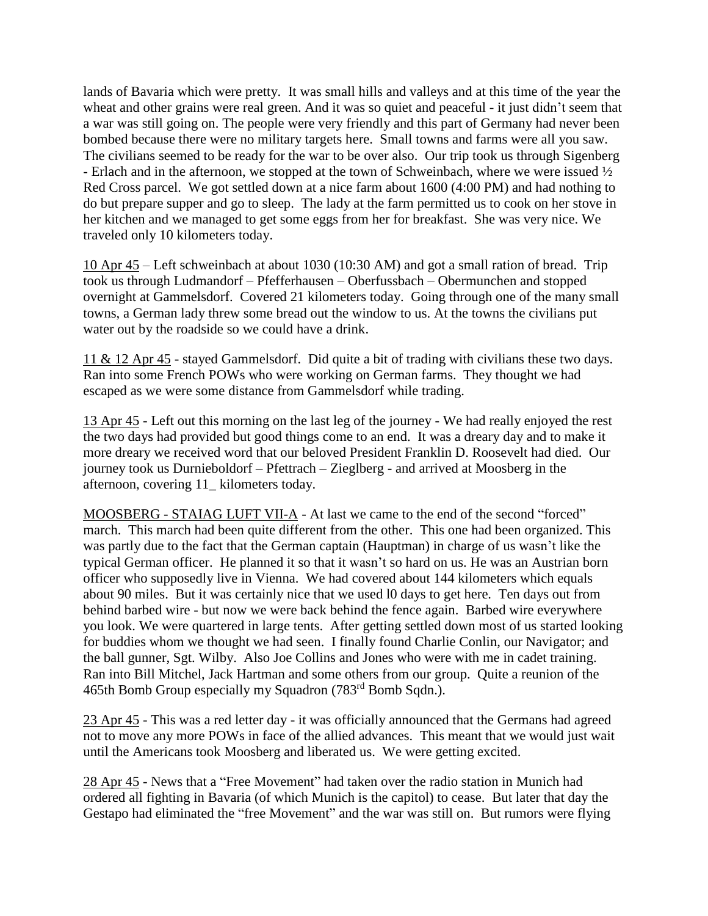lands of Bavaria which were pretty. It was small hills and valleys and at this time of the year the wheat and other grains were real green. And it was so quiet and peaceful - it just didn't seem that a war was still going on. The people were very friendly and this part of Germany had never been bombed because there were no military targets here. Small towns and farms were all you saw. The civilians seemed to be ready for the war to be over also. Our trip took us through Sigenberg - Erlach and in the afternoon, we stopped at the town of Schweinbach, where we were issued ½ Red Cross parcel. We got settled down at a nice farm about 1600 (4:00 PM) and had nothing to do but prepare supper and go to sleep. The lady at the farm permitted us to cook on her stove in her kitchen and we managed to get some eggs from her for breakfast. She was very nice. We traveled only 10 kilometers today.

<u>10 Apr 45</u> – Left schweinbach at about 1030 (10:30 AM) and got a small ration of bread. Trip took us through Ludmandorf – Pfefferhausen – Oberfussbach – Obermunchen and stopped overnight at Gammelsdorf. Covered 21 kilometers today. Going through one of the many small towns, a German lady threw some bread out the window to us. At the towns the civilians put water out by the roadside so we could have a drink.

<u>11 & 12 Apr 45</u> - stayed Gammelsdorf. Did quite a bit of trading with civilians these two days. Ran into some French POWs who were working on German farms. They thought we had escaped as we were some distance from Gammelsdorf while trading.

<u>13 Apr 45</u> - Left out this morning on the last leg of the journey - We had really enjoyed the rest the two days had provided but good things come to an end. It was a dreary day and to make it more dreary we received word that our beloved President Franklin D. Roosevelt had died. Our journey took us Durnieboldorf – Pfettrach – Zieglberg - and arrived at Moosberg in the afternoon, covering 11_ kilometers today.

<u>MOOSBERG - STAIAG LUFT VII-A</u> - At last we came to the end of the second "forced" march. This march had been quite different from the other. This one had been organized. This was partly due to the fact that the German captain (Hauptman) in charge of us wasn't like the typical German officer. He planned it so that it wasn't so hard on us. He was an Austrian born officer who supposedly live in Vienna. We had covered about 144 kilometers which equals about 90 miles. But it was certainly nice that we used l0 days to get here. Ten days out from behind barbed wire - but now we were back behind the fence again. Barbed wire everywhere you look. We were quartered in large tents. After getting settled down most of us started looking for buddies whom we thought we had seen. I finally found Charlie Conlin, our Navigator; and the ball gunner, Sgt. Wilby. Also Joe Collins and Jones who were with me in cadet training. Ran into Bill Mitchel, Jack Hartman and some others from our group. Quite a reunion of the 465th Bomb Group especially my Squadron (783rd Bomb Sqdn.).

<u>23 Apr 45</u> - This was a red letter day - it was officially announced that the Germans had agreed not to move any more POWs in face of the allied advances. This meant that we would just wait until the Americans took Moosberg and liberated us. We were getting excited.

<u>28 Apr 45</u> - News that a "Free Movement" had taken over the radio station in Munich had ordered all fighting in Bavaria (of which Munich is the capitol) to cease. But later that day the Gestapo had eliminated the "free Movement" and the war was still on. But rumors were flying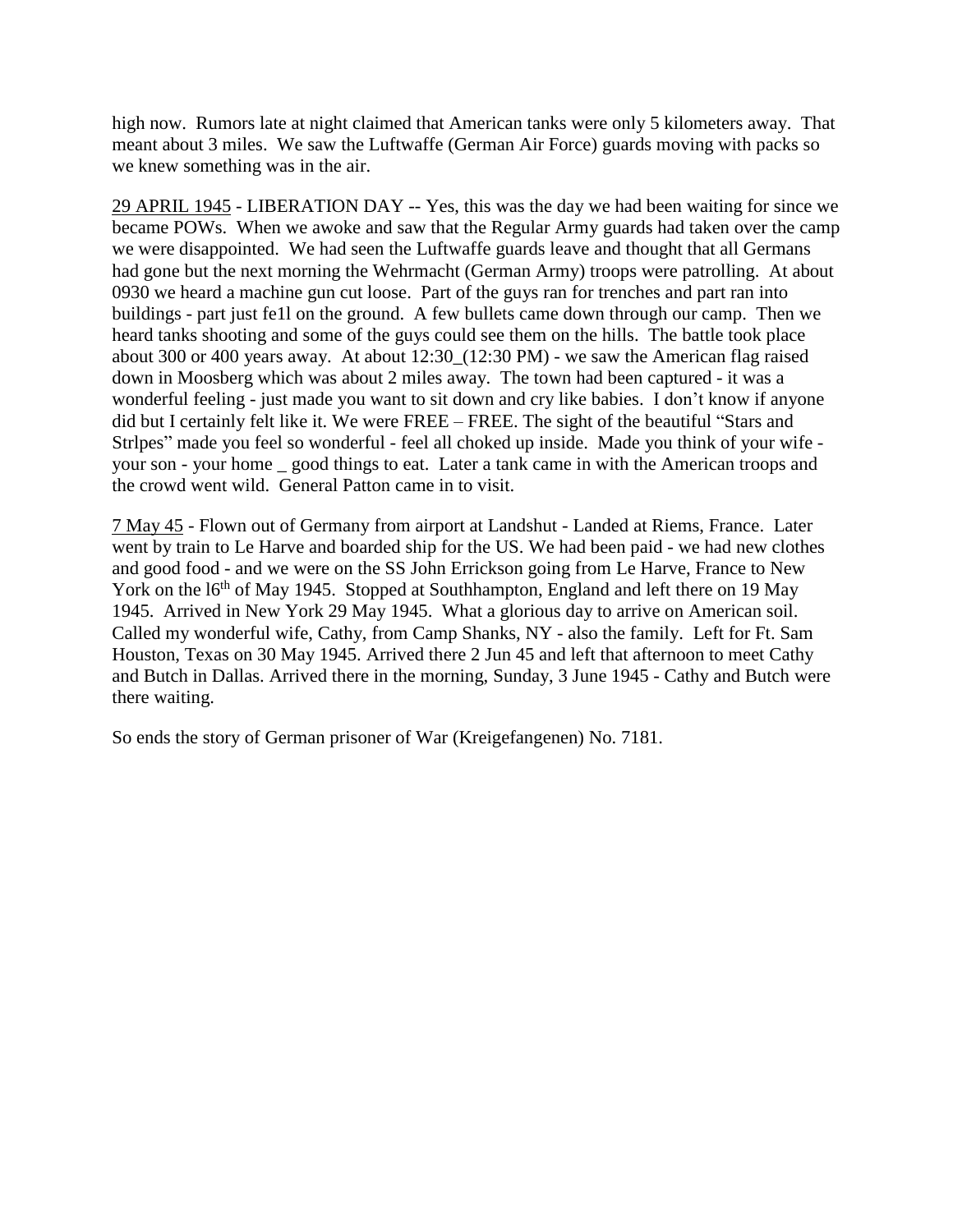high now. Rumors late at night claimed that American tanks were only 5 kilometers away. That meant about 3 miles. We saw the Luftwaffe (German Air Force) guards moving with packs so we knew something was in the air.

<u>29 APRIL 1945</u> - LIBERATION DAY -- Yes, this was the day we had been waiting for since we became POWs. When we awoke and saw that the Regular Army guards had taken over the camp we were disappointed. We had seen the Luftwaffe guards leave and thought that all Germans had gone but the next morning the Wehrmacht (German Army) troops were patrolling. At about 0930 we heard a machine gun cut loose. Part of the guys ran for trenches and part ran into buildings - part just fe1l on the ground. A few bullets came down through our camp. Then we heard tanks shooting and some of the guys could see them on the hills. The battle took place about 300 or 400 years away. At about 12:30_(12:30 PM) - we saw the American flag raised down in Moosberg which was about 2 miles away. The town had been captured - it was a wonderful feeling - just made you want to sit down and cry like babies. I don't know if anyone did but I certainly felt like it. We were FREE – FREE. The sight of the beautiful "Stars and Strlpes" made you feel so wonderful - feel all choked up inside. Made you think of your wife - your son - your home _ good things to eat. Later a tank came in with the American troops and the crowd went wild. General Patton came in to visit.

<u>7 May 45</u> - Flown out of Germany from airport at Landshut - Landed at Riems, France. Later went by train to Le Harve and boarded ship for the US. We had been paid - we had new clothes and good food - and we were on the SS John Errickson going from Le Harve, France to New York on the l6th of May 1945. Stopped at Southhampton, England and left there on 19 May 1945. Arrived in New York 29 May 1945. What a glorious day to arrive on American soil. Called my wonderful wife, Cathy, from Camp Shanks, NY - also the family. Left for Ft. Sam Houston, Texas on 30 May 1945. Arrived there 2 Jun 45 and left that afternoon to meet Cathy and Butch in Dallas. Arrived there in the morning, Sunday, 3 June 1945 - Cathy and Butch were there waiting.

So ends the story of German prisoner of War (Kreigefangenen) No. 7181.